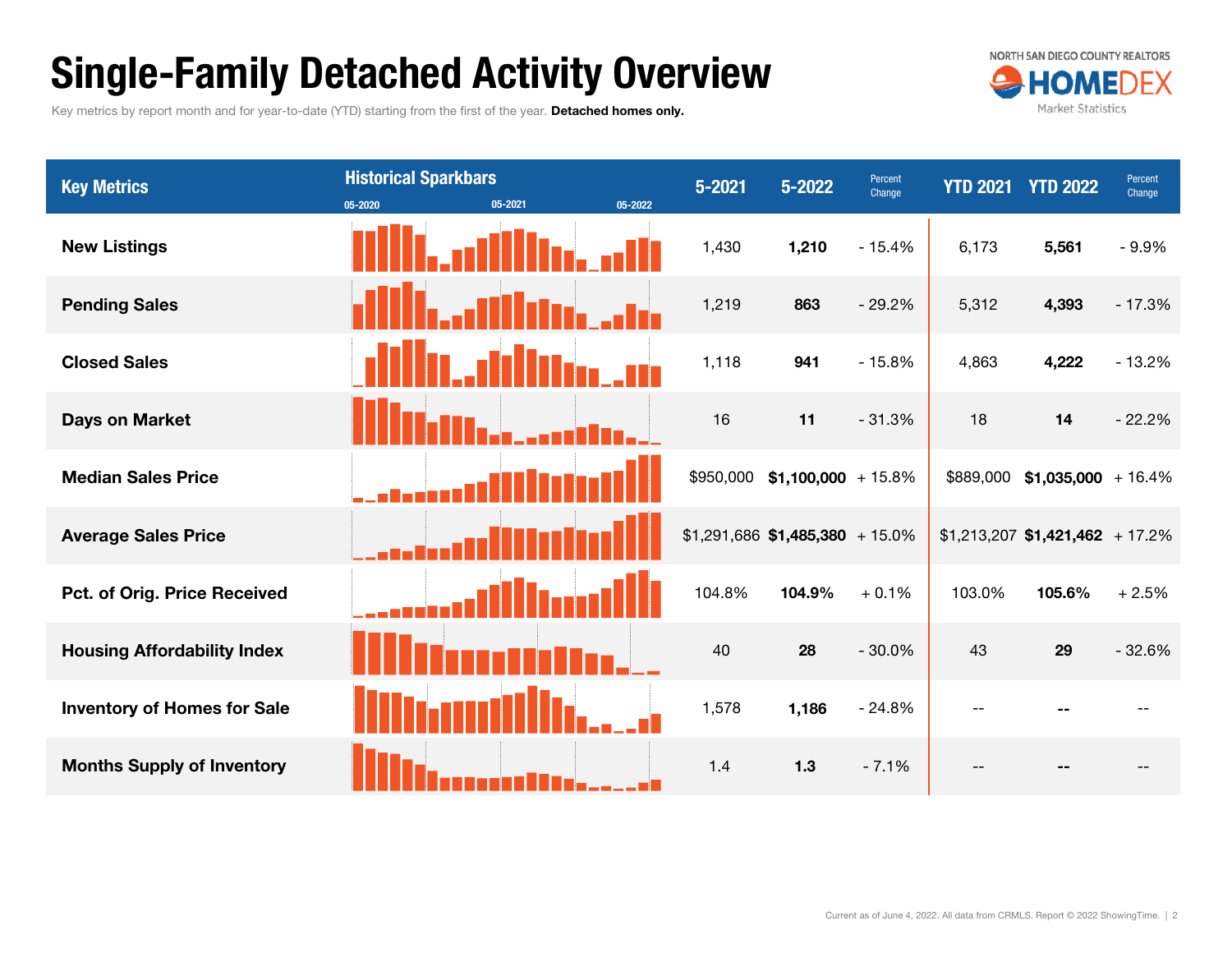# Single-Family Detached Activity Overview

Key metrics by report month and for year-to-date (YTD) starting from the first of the year. **Detached homes only.**

NORTH SAN DIEGO COUNTY REALTORS HOMEDEX Market Statistics

| Key Metrics | Historical Sparkbars (05-2020 / 05-2021 / 05-2022) | 5-2021 | 5-2022 | Percent Change | YTD 2021 | YTD 2022 | Percent Change |
|---|---|---|---|---|---|---|---|
| **New Listings** | | 1,430 | **1,210** | - 15.4% | 6,173 | **5,561** | - 9.9% |
| **Pending Sales** | | 1,219 | **863** | - 29.2% | 5,312 | **4,393** | - 17.3% |
| **Closed Sales** | | 1,118 | **941** | - 15.8% | 4,863 | **4,222** | - 13.2% |
| **Days on Market** | | 16 | **11** | - 31.3% | 18 | **14** | - 22.2% |
| **Median Sales Price** | | $950,000 | **$1,100,000** | + 15.8% | $889,000 | **$1,035,000** | + 16.4% |
| **Average Sales Price** | | $1,291,686 | **$1,485,380** | + 15.0% | $1,213,207 | **$1,421,462** | + 17.2% |
| **Pct. of Orig. Price Received** | | 104.8% | **104.9%** | + 0.1% | 103.0% | **105.6%** | + 2.5% |
| **Housing Affordability Index** | | 40 | **28** | - 30.0% | 43 | **29** | - 32.6% |
| **Inventory of Homes for Sale** | | 1,578 | **1,186** | - 24.8% | -- | **--** | -- |
| **Months Supply of Inventory** | | 1.4 | **1.3** | - 7.1% | -- | **--** | -- |

Current as of June 4, 2022. All data from CRMLS. Report © 2022 ShowingTime.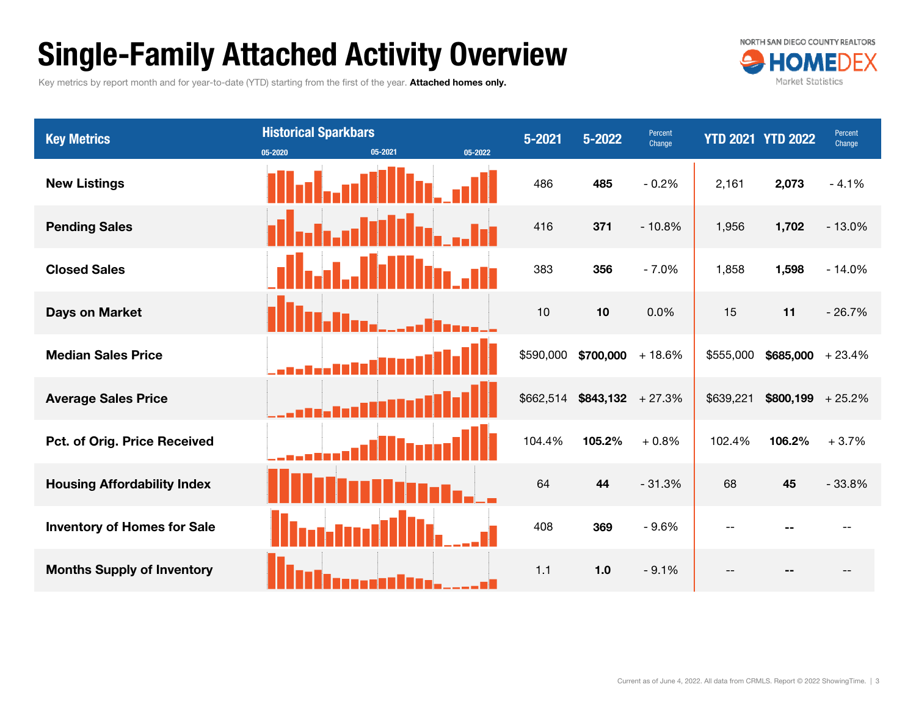# Single-Family Attached Activity Overview

Key metrics by report month and for year-to-date (YTD) starting from the first of the year. **Attached homes only.**

| Key Metrics | Historical Sparkbars (05-2020 / 05-2021 / 05-2022) | 5-2021 | 5-2022 | Percent Change | YTD 2021 | YTD 2022 | Percent Change |
|---|---|---|---|---|---|---|---|
| **New Listings** | | 486 | **485** | - 0.2% | 2,161 | **2,073** | - 4.1% |
| **Pending Sales** | | 416 | **371** | - 10.8% | 1,956 | **1,702** | - 13.0% |
| **Closed Sales** | | 383 | **356** | - 7.0% | 1,858 | **1,598** | - 14.0% |
| **Days on Market** | | 10 | **10** | 0.0% | 15 | **11** | - 26.7% |
| **Median Sales Price** | | $590,000 | **$700,000** | + 18.6% | $555,000 | **$685,000** | + 23.4% |
| **Average Sales Price** | | $662,514 | **$843,132** | + 27.3% | $639,221 | **$800,199** | + 25.2% |
| **Pct. of Orig. Price Received** | | 104.4% | **105.2%** | + 0.8% | 102.4% | **106.2%** | + 3.7% |
| **Housing Affordability Index** | | 64 | **44** | - 31.3% | 68 | **45** | - 33.8% |
| **Inventory of Homes for Sale** | | 408 | **369** | - 9.6% | -- | **--** | -- |
| **Months Supply of Inventory** | | 1.1 | **1.0** | - 9.1% | -- | **--** | -- |

Current as of June 4, 2022. All data from CRMLS. Report © 2022 ShowingTime.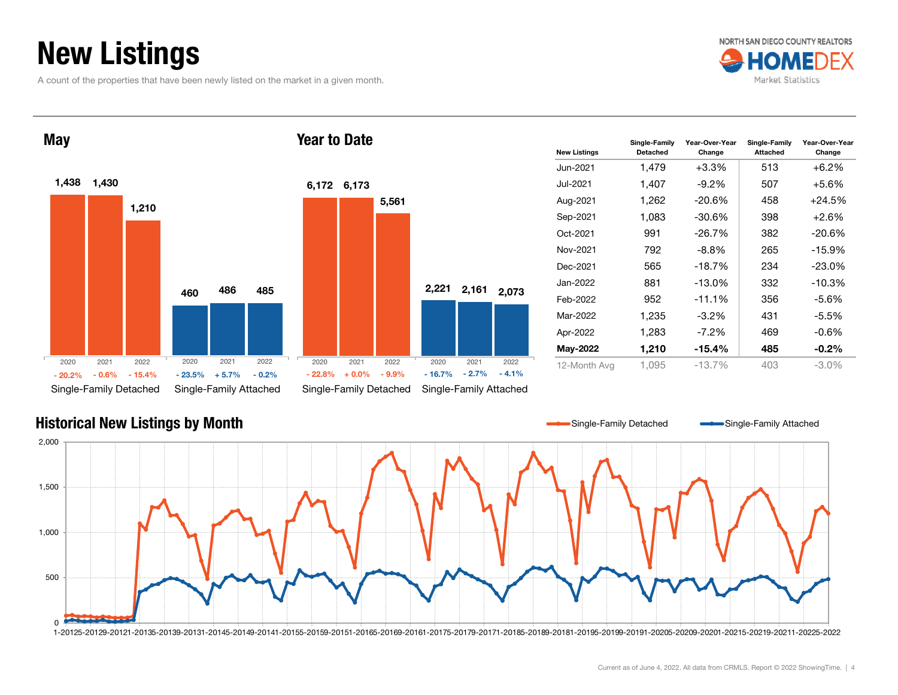# New Listings

A count of the properties that have been newly listed on the market in a given month.

NORTH SAN DIEGO COUNTY REALTORS HOMEDEX Market Statistics

## May

| | 2020 | 2021 | 2022 |
|---|---|---|---|
| Single-Family Detached | 1,438 | 1,430 | 1,210 |
| Change | - 20.2% | - 0.6% | - 15.4% |
| Single-Family Attached | 460 | 486 | 485 |
| Change | - 23.5% | + 5.7% | - 0.2% |

## Year to Date

| | 2020 | 2021 | 2022 |
|---|---|---|---|
| Single-Family Detached | 6,172 | 6,173 | 5,561 |
| Change | - 22.8% | + 0.0% | - 9.9% |
| Single-Family Attached | 2,221 | 2,161 | 2,073 |
| Change | - 16.7% | - 2.7% | - 4.1% |

| New Listings | Single-Family Detached | Year-Over-Year Change | Single-Family Attached | Year-Over-Year Change |
|---|---|---|---|---|
| Jun-2021 | 1,479 | +3.3% | 513 | +6.2% |
| Jul-2021 | 1,407 | -9.2% | 507 | +5.6% |
| Aug-2021 | 1,262 | -20.6% | 458 | +24.5% |
| Sep-2021 | 1,083 | -30.6% | 398 | +2.6% |
| Oct-2021 | 991 | -26.7% | 382 | -20.6% |
| Nov-2021 | 792 | -8.8% | 265 | -15.9% |
| Dec-2021 | 565 | -18.7% | 234 | -23.0% |
| Jan-2022 | 881 | -13.0% | 332 | -10.3% |
| Feb-2022 | 952 | -11.1% | 356 | -5.6% |
| Mar-2022 | 1,235 | -3.2% | 431 | -5.5% |
| Apr-2022 | 1,283 | -7.2% | 469 | -0.6% |
| **May-2022** | **1,210** | **-15.4%** | **485** | **-0.2%** |
| 12-Month Avg | 1,095 | -13.7% | 403 | -3.0% |

## Historical New Listings by Month

Single-Family Detached — Single-Family Attached

Current as of June 4, 2022. All data from CRMLS. Report © 2022 ShowingTime.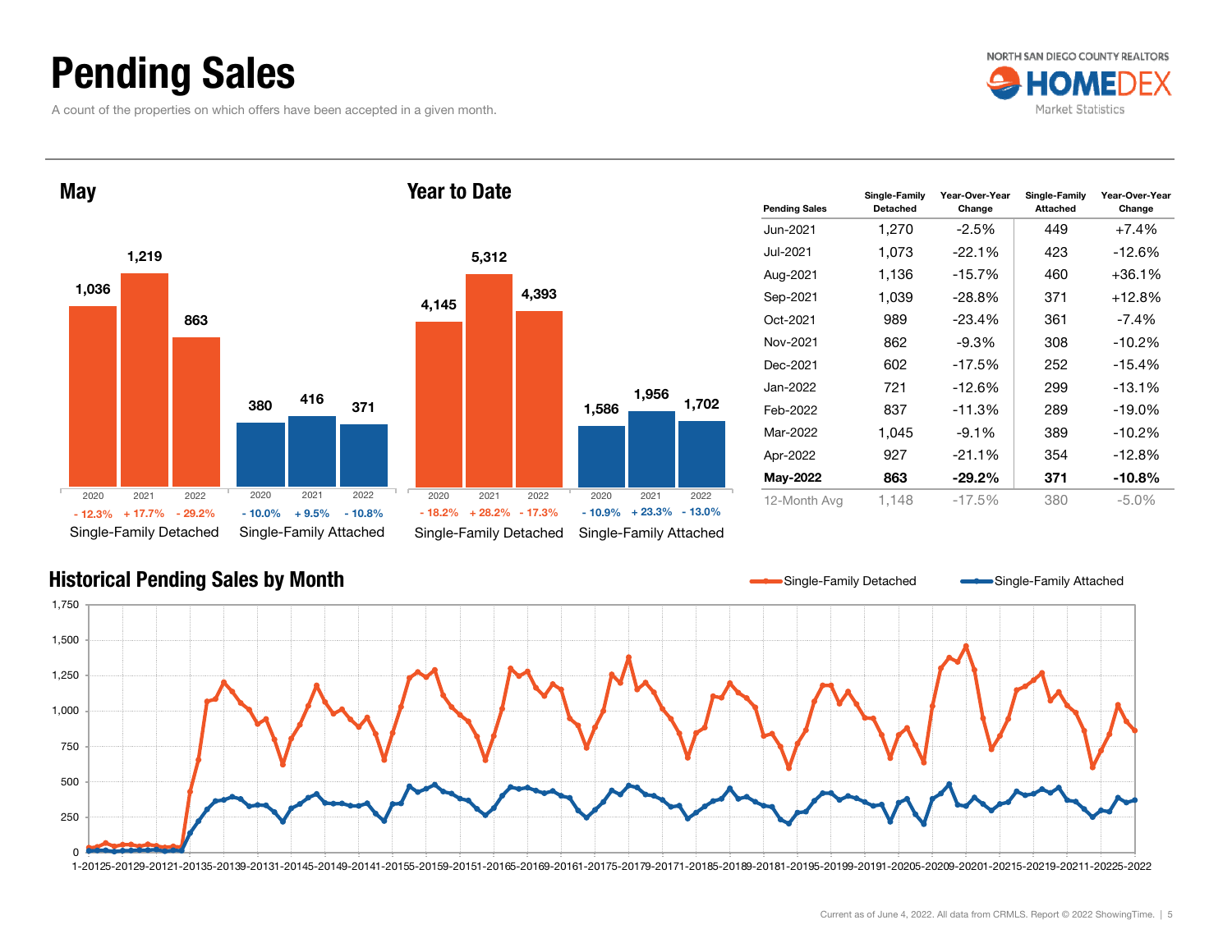# Pending Sales

A count of the properties on which offers have been accepted in a given month.

## May

| | 2020 | 2021 | 2022 |
|---|---|---|---|
| Single-Family Detached | 1,036 | 1,219 | 863 |
| | - 12.3% | + 17.7% | - 29.2% |
| Single-Family Attached | 380 | 416 | 371 |
| | - 10.0% | + 9.5% | - 10.8% |

## Year to Date

| | 2020 | 2021 | 2022 |
|---|---|---|---|
| Single-Family Detached | 4,145 | 5,312 | 4,393 |
| | - 18.2% | + 28.2% | - 17.3% |
| Single-Family Attached | 1,586 | 1,956 | 1,702 |
| | - 10.9% | + 23.3% | - 13.0% |

| Pending Sales | Single-Family Detached | Year-Over-Year Change | Single-Family Attached | Year-Over-Year Change |
|---|---|---|---|---|
| Jun-2021 | 1,270 | -2.5% | 449 | +7.4% |
| Jul-2021 | 1,073 | -22.1% | 423 | -12.6% |
| Aug-2021 | 1,136 | -15.7% | 460 | +36.1% |
| Sep-2021 | 1,039 | -28.8% | 371 | +12.8% |
| Oct-2021 | 989 | -23.4% | 361 | -7.4% |
| Nov-2021 | 862 | -9.3% | 308 | -10.2% |
| Dec-2021 | 602 | -17.5% | 252 | -15.4% |
| Jan-2022 | 721 | -12.6% | 299 | -13.1% |
| Feb-2022 | 837 | -11.3% | 289 | -19.0% |
| Mar-2022 | 1,045 | -9.1% | 389 | -10.2% |
| Apr-2022 | 927 | -21.1% | 354 | -12.8% |
| **May-2022** | **863** | **-29.2%** | **371** | **-10.8%** |
| 12-Month Avg | 1,148 | -17.5% | 380 | -5.0% |

## Historical Pending Sales by Month

Single-Family Detached | Single-Family Attached

Current as of June 4, 2022. All data from CRMLS. Report © 2022 ShowingTime.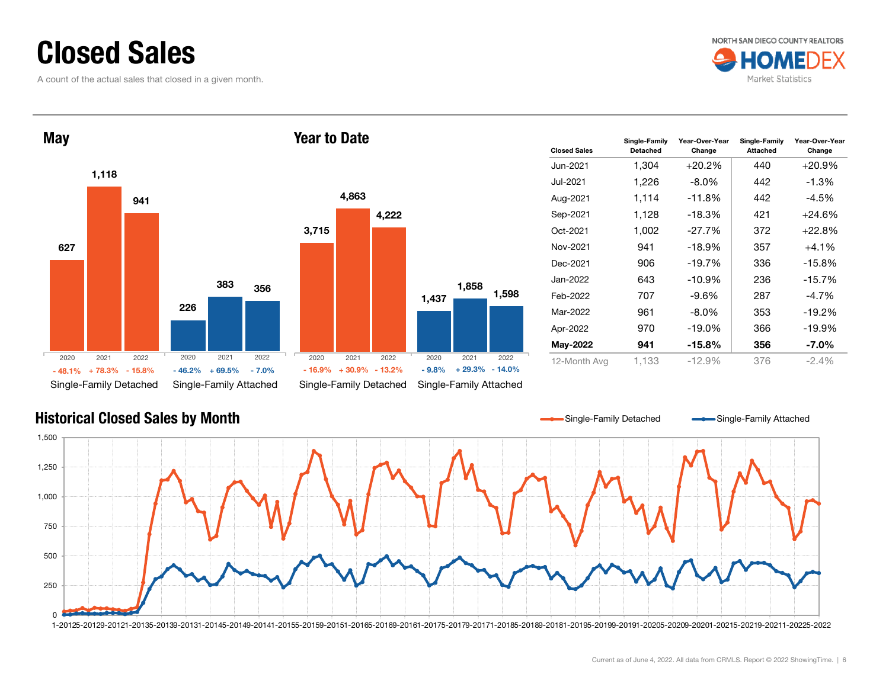# Closed Sales

A count of the actual sales that closed in a given month.

NORTH SAN DIEGO COUNTY REALTORS HOMEDEX Market Statistics

## May

| | 2020 | 2021 | 2022 |
|---|---|---|---|
| Single-Family Detached | 627 | 1,118 | 941 |
| Change | - 48.1% | + 78.3% | - 15.8% |
| Single-Family Attached | 226 | 383 | 356 |
| Change | - 46.2% | + 69.5% | - 7.0% |

## Year to Date

| | 2020 | 2021 | 2022 |
|---|---|---|---|
| Single-Family Detached | 3,715 | 4,863 | 4,222 |
| Change | - 16.9% | + 30.9% | - 13.2% |
| Single-Family Attached | 1,437 | 1,858 | 1,598 |
| Change | - 9.8% | + 29.3% | - 14.0% |

| Closed Sales | Single-Family Detached | Year-Over-Year Change | Single-Family Attached | Year-Over-Year Change |
|---|---|---|---|---|
| Jun-2021 | 1,304 | +20.2% | 440 | +20.9% |
| Jul-2021 | 1,226 | -8.0% | 442 | -1.3% |
| Aug-2021 | 1,114 | -11.8% | 442 | -4.5% |
| Sep-2021 | 1,128 | -18.3% | 421 | +24.6% |
| Oct-2021 | 1,002 | -27.7% | 372 | +22.8% |
| Nov-2021 | 941 | -18.9% | 357 | +4.1% |
| Dec-2021 | 906 | -19.7% | 336 | -15.8% |
| Jan-2022 | 643 | -10.9% | 236 | -15.7% |
| Feb-2022 | 707 | -9.6% | 287 | -4.7% |
| Mar-2022 | 961 | -8.0% | 353 | -19.2% |
| Apr-2022 | 970 | -19.0% | 366 | -19.9% |
| **May-2022** | **941** | **-15.8%** | **356** | **-7.0%** |
| 12-Month Avg | 1,133 | -12.9% | 376 | -2.4% |

## Historical Closed Sales by Month

Legend: Single-Family Detached, Single-Family Attached

Y-axis: 0, 250, 500, 750, 1,000, 1,250, 1,500

X-axis: 1-2012, 5-2012, 9-2012, 1-2013, 5-2013, 9-2013, 1-2014, 5-2014, 9-2014, 1-2015, 5-2015, 9-2015, 1-2016, 5-2016, 9-2016, 1-2017, 5-2017, 9-2017, 1-2018, 5-2018, 9-2018, 1-2019, 5-2019, 9-2019, 1-2020, 5-2020, 9-2020, 1-2021, 5-2021, 9-2021, 1-2022, 5-2022

Current as of June 4, 2022. All data from CRMLS. Report © 2022 ShowingTime.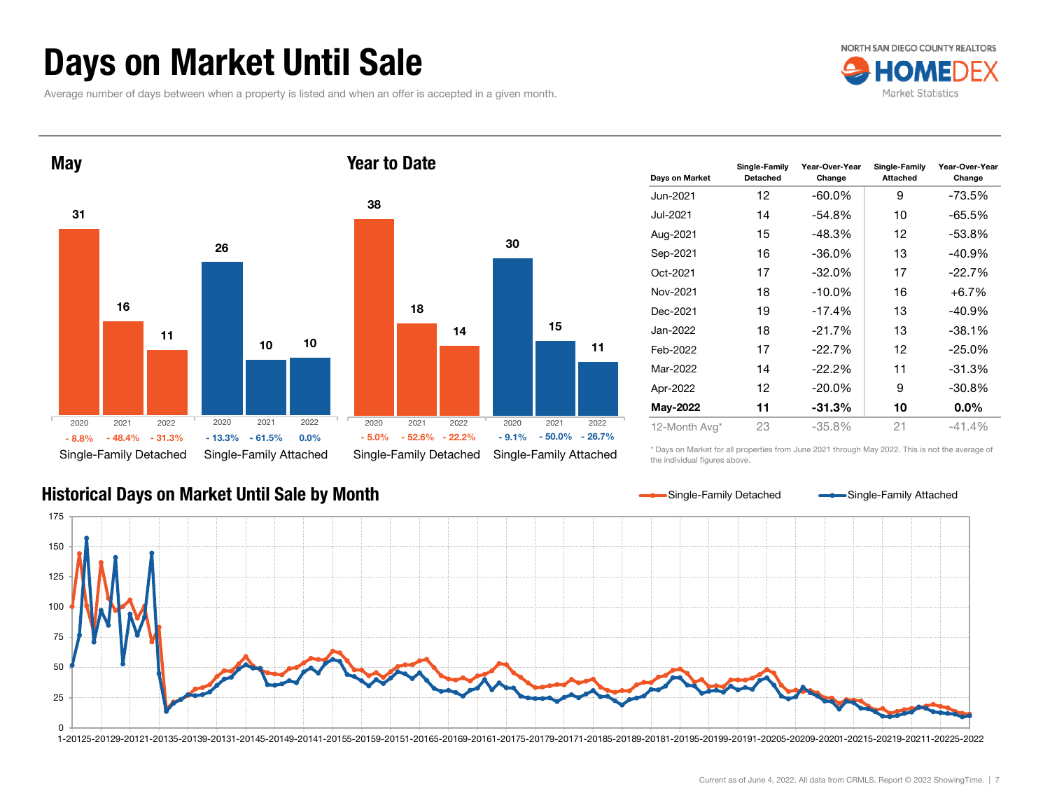# Days on Market Until Sale

Average number of days between when a property is listed and when an offer is accepted in a given month.

NORTH SAN DIEGO COUNTY REALTORS HOMEDEX Market Statistics

## May

| | 2020 | 2021 | 2022 |
|---|---|---|---|
| Single-Family Detached | 31 | 16 | 11 |
| Change | - 8.8% | - 48.4% | - 31.3% |
| Single-Family Attached | 26 | 10 | 10 |
| Change | - 13.3% | - 61.5% | 0.0% |

## Year to Date

| | 2020 | 2021 | 2022 |
|---|---|---|---|
| Single-Family Detached | 38 | 18 | 14 |
| Change | - 5.0% | - 52.6% | - 22.2% |
| Single-Family Attached | 30 | 15 | 11 |
| Change | - 9.1% | - 50.0% | - 26.7% |

| Days on Market | Single-Family Detached | Year-Over-Year Change | Single-Family Attached | Year-Over-Year Change |
|---|---|---|---|---|
| Jun-2021 | 12 | -60.0% | 9 | -73.5% |
| Jul-2021 | 14 | -54.8% | 10 | -65.5% |
| Aug-2021 | 15 | -48.3% | 12 | -53.8% |
| Sep-2021 | 16 | -36.0% | 13 | -40.9% |
| Oct-2021 | 17 | -32.0% | 17 | -22.7% |
| Nov-2021 | 18 | -10.0% | 16 | +6.7% |
| Dec-2021 | 19 | -17.4% | 13 | -40.9% |
| Jan-2022 | 18 | -21.7% | 13 | -38.1% |
| Feb-2022 | 17 | -22.7% | 12 | -25.0% |
| Mar-2022 | 14 | -22.2% | 11 | -31.3% |
| Apr-2022 | 12 | -20.0% | 9 | -30.8% |
| **May-2022** | **11** | **-31.3%** | **10** | **0.0%** |
| 12-Month Avg* | 23 | -35.8% | 21 | -41.4% |

\* Days on Market for all properties from June 2021 through May 2022. This is not the average of the individual figures above.

## Historical Days on Market Until Sale by Month

Single-Family Detached — Single-Family Attached

Current as of June 4, 2022. All data from CRMLS. Report © 2022 ShowingTime.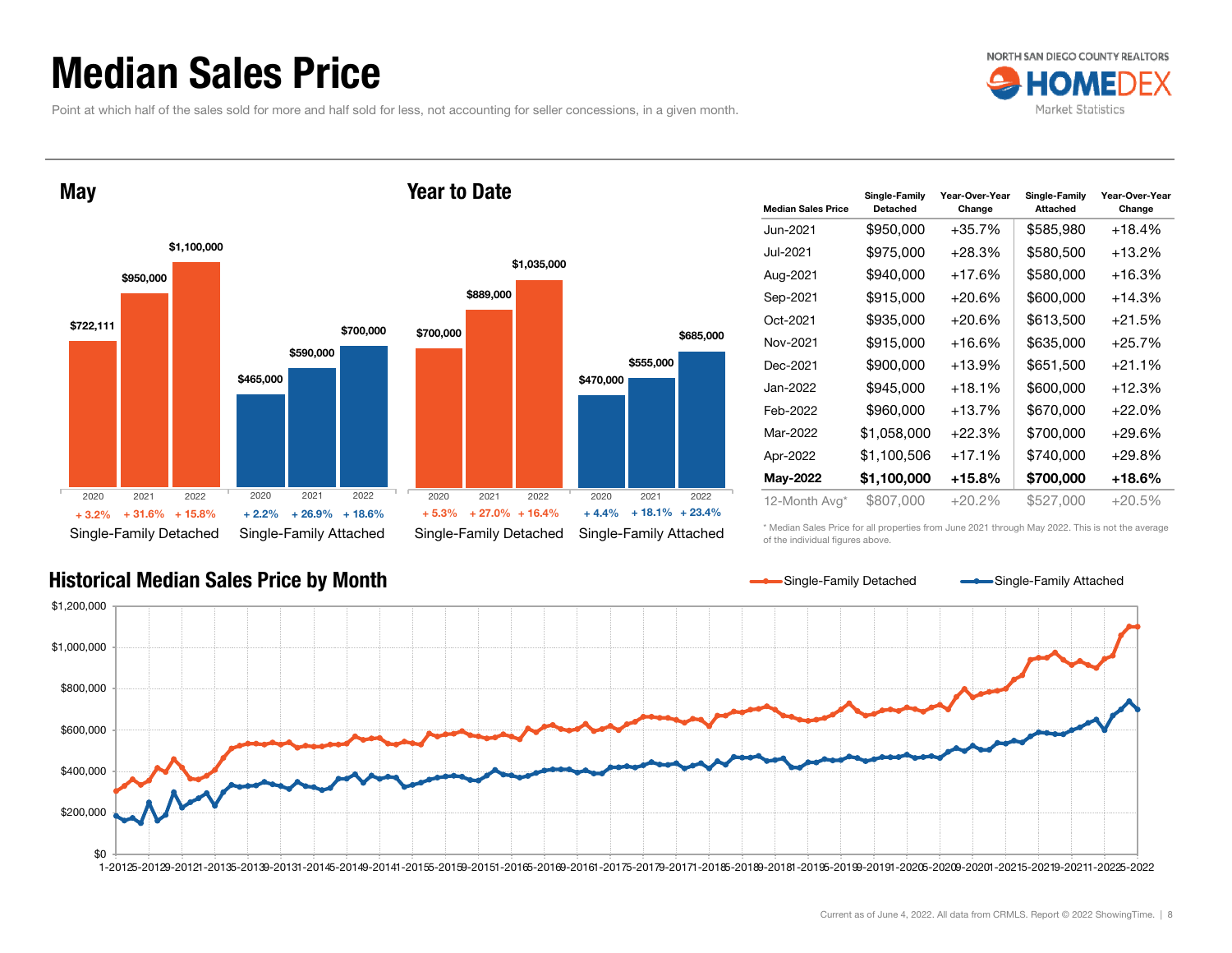# Median Sales Price

Point at which half of the sales sold for more and half sold for less, not accounting for seller concessions, in a given month.

## May

| | 2020 | 2021 | 2022 |
|---|---|---|---|
| Single-Family Detached | $722,111 | $950,000 | $1,100,000 |
| Change | + 3.2% | + 31.6% | + 15.8% |
| Single-Family Attached | $465,000 | $590,000 | $700,000 |
| Change | + 2.2% | + 26.9% | + 18.6% |

## Year to Date

| | 2020 | 2021 | 2022 |
|---|---|---|---|
| Single-Family Detached | $700,000 | $889,000 | $1,035,000 |
| Change | + 5.3% | + 27.0% | + 16.4% |
| Single-Family Attached | $470,000 | $555,000 | $685,000 |
| Change | + 4.4% | + 18.1% | + 23.4% |

| Median Sales Price | Single-Family Detached | Year-Over-Year Change | Single-Family Attached | Year-Over-Year Change |
|---|---|---|---|---|
| Jun-2021 | $950,000 | +35.7% | $585,980 | +18.4% |
| Jul-2021 | $975,000 | +28.3% | $580,500 | +13.2% |
| Aug-2021 | $940,000 | +17.6% | $580,000 | +16.3% |
| Sep-2021 | $915,000 | +20.6% | $600,000 | +14.3% |
| Oct-2021 | $935,000 | +20.6% | $613,500 | +21.5% |
| Nov-2021 | $915,000 | +16.6% | $635,000 | +25.7% |
| Dec-2021 | $900,000 | +13.9% | $651,500 | +21.1% |
| Jan-2022 | $945,000 | +18.1% | $600,000 | +12.3% |
| Feb-2022 | $960,000 | +13.7% | $670,000 | +22.0% |
| Mar-2022 | $1,058,000 | +22.3% | $700,000 | +29.6% |
| Apr-2022 | $1,100,506 | +17.1% | $740,000 | +29.8% |
| **May-2022** | **$1,100,000** | **+15.8%** | **$700,000** | **+18.6%** |
| 12-Month Avg* | $807,000 | +20.2% | $527,000 | +20.5% |

\* Median Sales Price for all properties from June 2021 through May 2022. This is not the average of the individual figures above.

## Historical Median Sales Price by Month

Single-Family Detached — Single-Family Attached

$1,200,000 · $1,000,000 · $800,000 · $600,000 · $400,000 · $200,000 · $0

1-2012 5-2012 9-2012 1-2013 5-2013 9-2013 1-2014 5-2014 9-2014 1-2015 5-2015 9-2015 1-2016 5-2016 9-2016 1-2017 5-2017 9-2017 1-2018 5-2018 9-2018 1-2019 5-2019 9-2019 1-2020 5-2020 9-2020 1-2021 5-2021 9-2021 1-2022 5-2022

Current as of June 4, 2022. All data from CRMLS. Report © 2022 ShowingTime.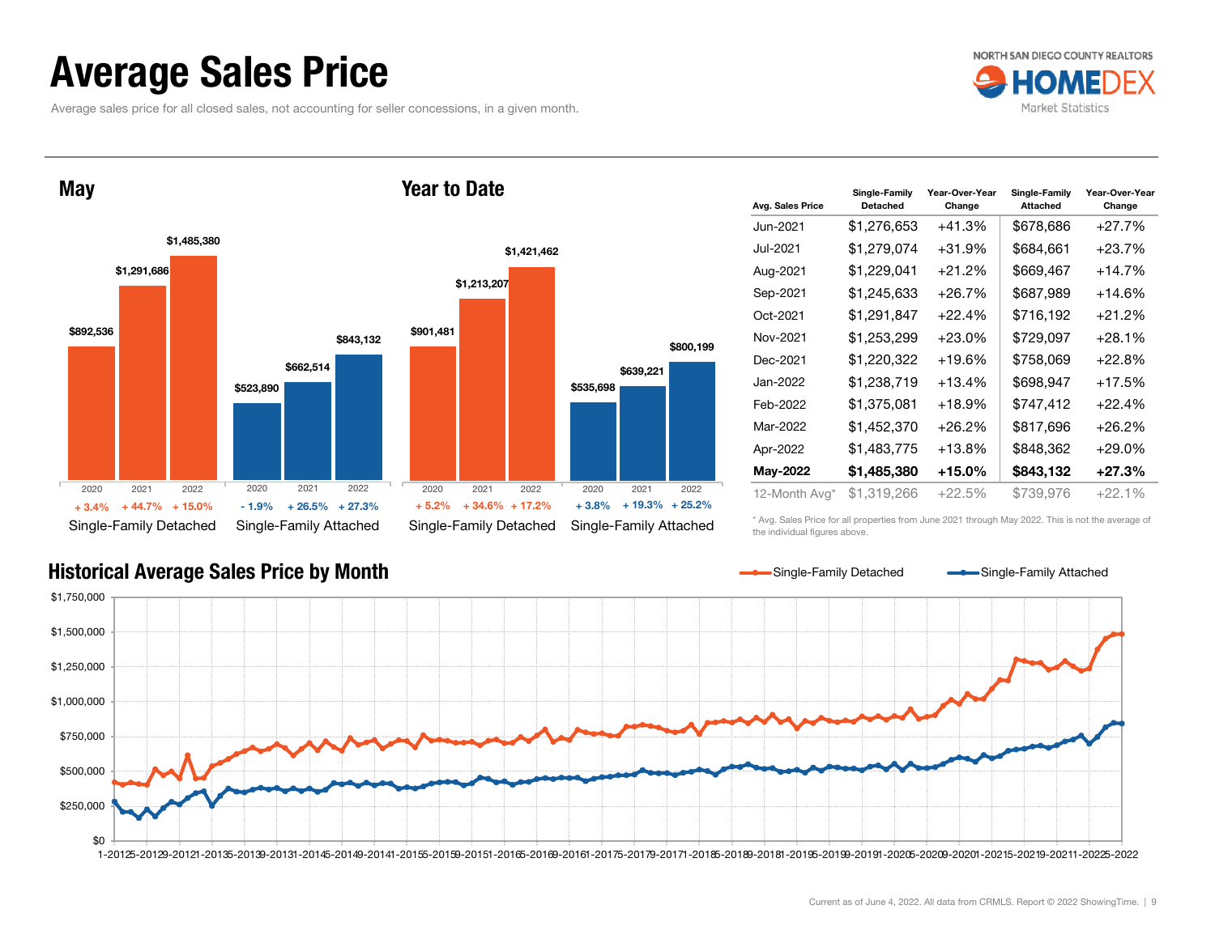# Average Sales Price

Average sales price for all closed sales, not accounting for seller concessions, in a given month.

## May

| | 2020 | 2021 | 2022 |
|---|---|---|---|
| Single-Family Detached | $892,536 | $1,291,686 | $1,485,380 |
| Change | + 3.4% | + 44.7% | + 15.0% |
| Single-Family Attached | $523,890 | $662,514 | $843,132 |
| Change | - 1.9% | + 26.5% | + 27.3% |

## Year to Date

| | 2020 | 2021 | 2022 |
|---|---|---|---|
| Single-Family Detached | $901,481 | $1,213,207 | $1,421,462 |
| Change | + 5.2% | + 34.6% | + 17.2% |
| Single-Family Attached | $535,698 | $639,221 | $800,199 |
| Change | + 3.8% | + 19.3% | + 25.2% |

| Avg. Sales Price | Single-Family Detached | Year-Over-Year Change | Single-Family Attached | Year-Over-Year Change |
|---|---|---|---|---|
| Jun-2021 | $1,276,653 | +41.3% | $678,686 | +27.7% |
| Jul-2021 | $1,279,074 | +31.9% | $684,661 | +23.7% |
| Aug-2021 | $1,229,041 | +21.2% | $669,467 | +14.7% |
| Sep-2021 | $1,245,633 | +26.7% | $687,989 | +14.6% |
| Oct-2021 | $1,291,847 | +22.4% | $716,192 | +21.2% |
| Nov-2021 | $1,253,299 | +23.0% | $729,097 | +28.1% |
| Dec-2021 | $1,220,322 | +19.6% | $758,069 | +22.8% |
| Jan-2022 | $1,238,719 | +13.4% | $698,947 | +17.5% |
| Feb-2022 | $1,375,081 | +18.9% | $747,412 | +22.4% |
| Mar-2022 | $1,452,370 | +26.2% | $817,696 | +26.2% |
| Apr-2022 | $1,483,775 | +13.8% | $848,362 | +29.0% |
| **May-2022** | **$1,485,380** | **+15.0%** | **$843,132** | **+27.3%** |
| 12-Month Avg* | $1,319,266 | +22.5% | $739,976 | +22.1% |

\* Avg. Sales Price for all properties from June 2021 through May 2022. This is not the average of the individual figures above.

## Historical Average Sales Price by Month

Single-Family Detached — Single-Family Attached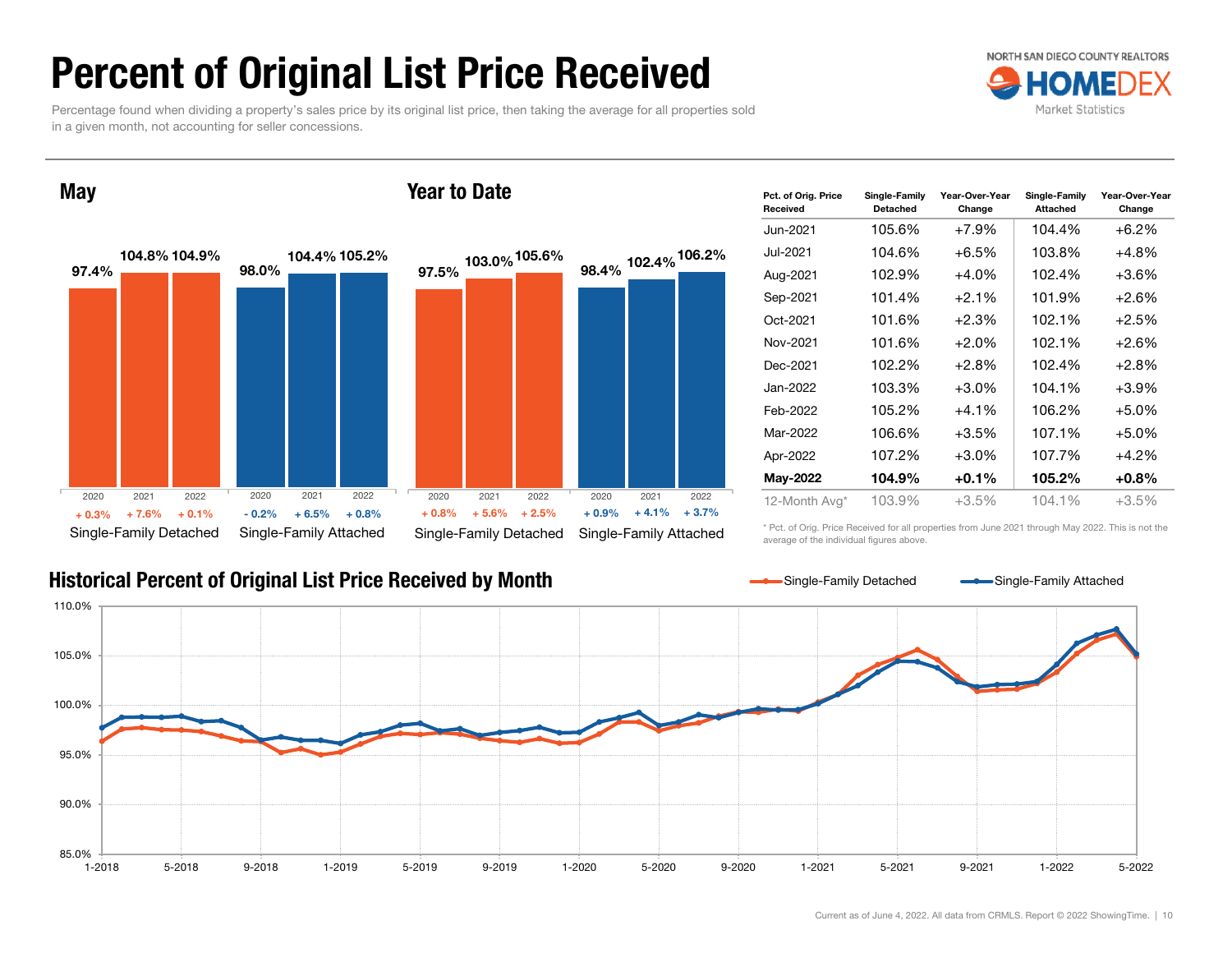# Percent of Original List Price Received

Percentage found when dividing a property's sales price by its original list price, then taking the average for all properties sold in a given month, not accounting for seller concessions.

NORTH SAN DIEGO COUNTY REALTORS HOMEDEX Market Statistics

## May

| | 2020 | 2021 | 2022 |
|---|---|---|---|
| Single-Family Detached | 97.4% | 104.8% | 104.9% |
| Change | + 0.3% | + 7.6% | + 0.1% |
| Single-Family Attached | 98.0% | 104.4% | 105.2% |
| Change | - 0.2% | + 6.5% | + 0.8% |

## Year to Date

| | 2020 | 2021 | 2022 |
|---|---|---|---|
| Single-Family Detached | 97.5% | 103.0% | 105.6% |
| Change | + 0.8% | + 5.6% | + 2.5% |
| Single-Family Attached | 98.4% | 102.4% | 106.2% |
| Change | + 0.9% | + 4.1% | + 3.7% |

| Pct. of Orig. Price Received | Single-Family Detached | Year-Over-Year Change | Single-Family Attached | Year-Over-Year Change |
|---|---|---|---|---|
| Jun-2021 | 105.6% | +7.9% | 104.4% | +6.2% |
| Jul-2021 | 104.6% | +6.5% | 103.8% | +4.8% |
| Aug-2021 | 102.9% | +4.0% | 102.4% | +3.6% |
| Sep-2021 | 101.4% | +2.1% | 101.9% | +2.6% |
| Oct-2021 | 101.6% | +2.3% | 102.1% | +2.5% |
| Nov-2021 | 101.6% | +2.0% | 102.1% | +2.6% |
| Dec-2021 | 102.2% | +2.8% | 102.4% | +2.8% |
| Jan-2022 | 103.3% | +3.0% | 104.1% | +3.9% |
| Feb-2022 | 105.2% | +4.1% | 106.2% | +5.0% |
| Mar-2022 | 106.6% | +3.5% | 107.1% | +5.0% |
| Apr-2022 | 107.2% | +3.0% | 107.7% | +4.2% |
| **May-2022** | **104.9%** | **+0.1%** | **105.2%** | **+0.8%** |
| 12-Month Avg* | 103.9% | +3.5% | 104.1% | +3.5% |

\* Pct. of Orig. Price Received for all properties from June 2021 through May 2022. This is not the average of the individual figures above.

## Historical Percent of Original List Price Received by Month

Single-Family Detached — Single-Family Attached

Current as of June 4, 2022. All data from CRMLS. Report © 2022 ShowingTime.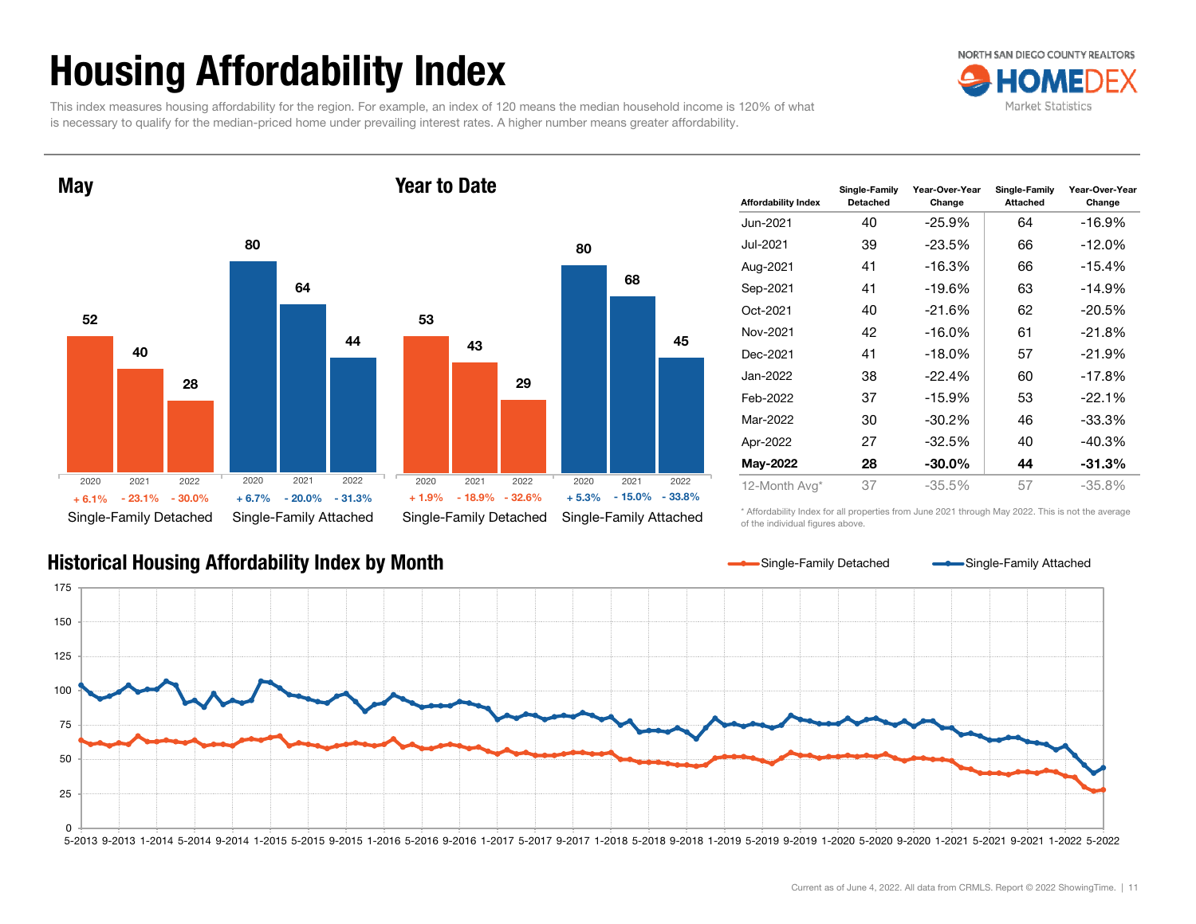# Housing Affordability Index

This index measures housing affordability for the region. For example, an index of 120 means the median household income is 120% of what is necessary to qualify for the median-priced home under prevailing interest rates. A higher number means greater affordability.

NORTH SAN DIEGO COUNTY REALTORS HOMEDEX Market Statistics

## May

| | 2020 | 2021 | 2022 |
|---|---|---|---|
| Single-Family Detached | 52 | 40 | 28 |
| | + 6.1% | - 23.1% | - 30.0% |
| Single-Family Attached | 80 | 64 | 44 |
| | + 6.7% | - 20.0% | - 31.3% |

## Year to Date

| | 2020 | 2021 | 2022 |
|---|---|---|---|
| Single-Family Detached | 53 | 43 | 29 |
| | + 1.9% | - 18.9% | - 32.6% |
| Single-Family Attached | 80 | 68 | 45 |
| | + 5.3% | - 15.0% | - 33.8% |

| Affordability Index | Single-Family Detached | Year-Over-Year Change | Single-Family Attached | Year-Over-Year Change |
|---|---|---|---|---|
| Jun-2021 | 40 | -25.9% | 64 | -16.9% |
| Jul-2021 | 39 | -23.5% | 66 | -12.0% |
| Aug-2021 | 41 | -16.3% | 66 | -15.4% |
| Sep-2021 | 41 | -19.6% | 63 | -14.9% |
| Oct-2021 | 40 | -21.6% | 62 | -20.5% |
| Nov-2021 | 42 | -16.0% | 61 | -21.8% |
| Dec-2021 | 41 | -18.0% | 57 | -21.9% |
| Jan-2022 | 38 | -22.4% | 60 | -17.8% |
| Feb-2022 | 37 | -15.9% | 53 | -22.1% |
| Mar-2022 | 30 | -30.2% | 46 | -33.3% |
| Apr-2022 | 27 | -32.5% | 40 | -40.3% |
| **May-2022** | **28** | **-30.0%** | **44** | **-31.3%** |
| 12-Month Avg* | 37 | -35.5% | 57 | -35.8% |

\* Affordability Index for all properties from June 2021 through May 2022. This is not the average of the individual figures above.

## Historical Housing Affordability Index by Month

Legend: Single-Family Detached; Single-Family Attached

Y-axis: 0, 25, 50, 75, 100, 125, 150, 175

X-axis: 5-2013, 9-2013, 1-2014, 5-2014, 9-2014, 1-2015, 5-2015, 9-2015, 1-2016, 5-2016, 9-2016, 1-2017, 5-2017, 9-2017, 1-2018, 5-2018, 9-2018, 1-2019, 5-2019, 9-2019, 1-2020, 5-2020, 9-2020, 1-2021, 5-2021, 9-2021, 1-2022, 5-2022

Current as of June 4, 2022. All data from CRMLS. Report © 2022 ShowingTime.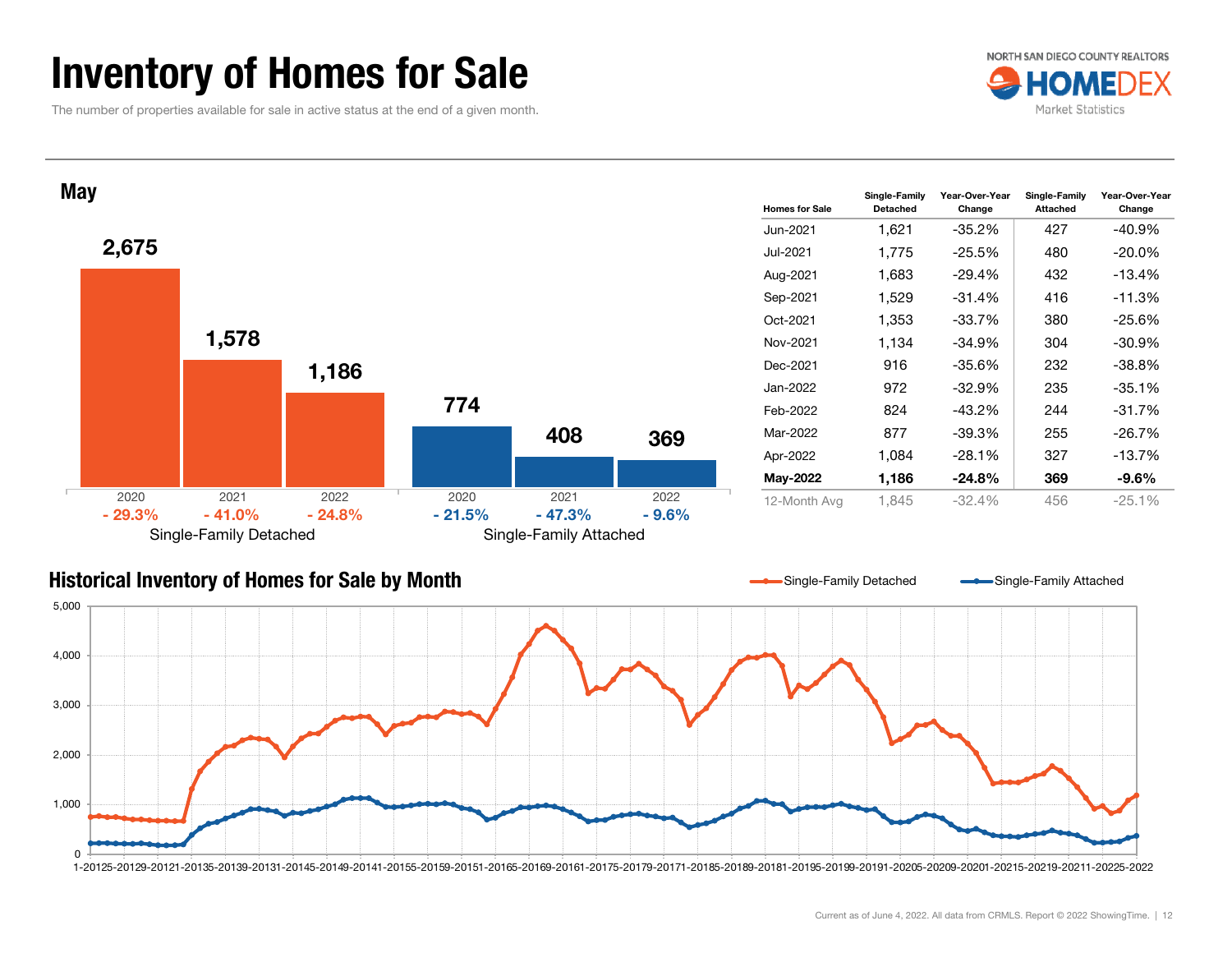# Inventory of Homes for Sale

The number of properties available for sale in active status at the end of a given month.

NORTH SAN DIEGO COUNTY REALTORS HOMEDEX Market Statistics

## May

| | 2020 | 2021 | 2022 |
|---|---|---|---|
| Single-Family Detached | 2,675 | 1,578 | 1,186 |
| Change | - 29.3% | - 41.0% | - 24.8% |
| Single-Family Attached | 774 | 408 | 369 |
| Change | - 21.5% | - 47.3% | - 9.6% |

| Homes for Sale | Single-Family Detached | Year-Over-Year Change | Single-Family Attached | Year-Over-Year Change |
|---|---|---|---|---|
| Jun-2021 | 1,621 | -35.2% | 427 | -40.9% |
| Jul-2021 | 1,775 | -25.5% | 480 | -20.0% |
| Aug-2021 | 1,683 | -29.4% | 432 | -13.4% |
| Sep-2021 | 1,529 | -31.4% | 416 | -11.3% |
| Oct-2021 | 1,353 | -33.7% | 380 | -25.6% |
| Nov-2021 | 1,134 | -34.9% | 304 | -30.9% |
| Dec-2021 | 916 | -35.6% | 232 | -38.8% |
| Jan-2022 | 972 | -32.9% | 235 | -35.1% |
| Feb-2022 | 824 | -43.2% | 244 | -31.7% |
| Mar-2022 | 877 | -39.3% | 255 | -26.7% |
| Apr-2022 | 1,084 | -28.1% | 327 | -13.7% |
| **May-2022** | **1,186** | **-24.8%** | **369** | **-9.6%** |
| 12-Month Avg | 1,845 | -32.4% | 456 | -25.1% |

## Historical Inventory of Homes for Sale by Month

Single-Family Detached — Single-Family Attached

Current as of June 4, 2022. All data from CRMLS. Report © 2022 ShowingTime.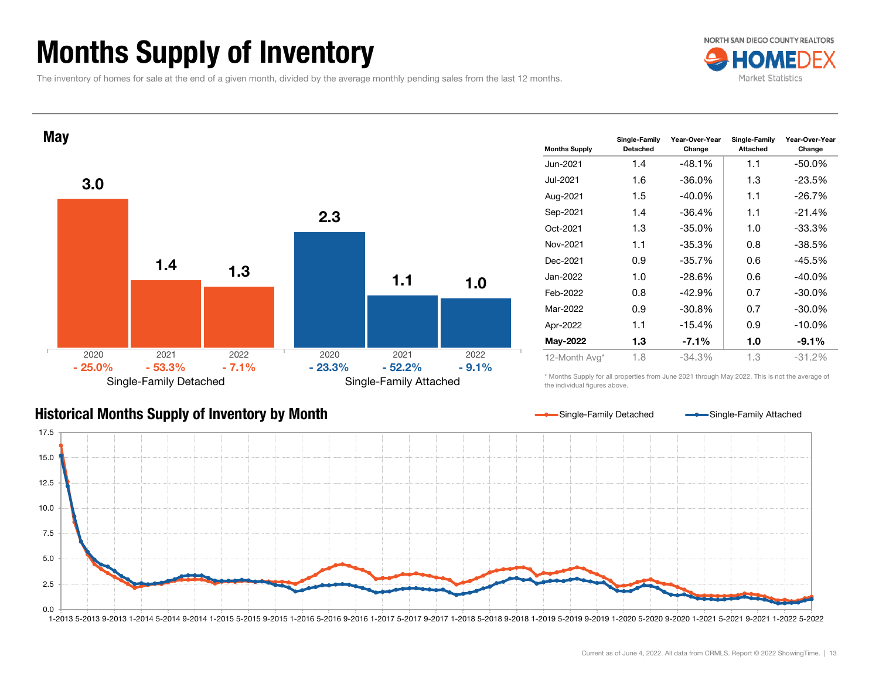# Months Supply of Inventory

The inventory of homes for sale at the end of a given month, divided by the average monthly pending sales from the last 12 months.

NORTH SAN DIEGO COUNTY REALTORS HOMEDEX Market Statistics

## May

3.0
1.4
1.3
2.3
1.1
1.0

2020 2021 2022
- 25.0% - 53.3% - 7.1%
Single-Family Detached

2020 2021 2022
- 23.3% - 52.2% - 9.1%
Single-Family Attached

| Months Supply | Single-Family Detached | Year-Over-Year Change | Single-Family Attached | Year-Over-Year Change |
|---|---|---|---|---|
| Jun-2021 | 1.4 | -48.1% | 1.1 | -50.0% |
| Jul-2021 | 1.6 | -36.0% | 1.3 | -23.5% |
| Aug-2021 | 1.5 | -40.0% | 1.1 | -26.7% |
| Sep-2021 | 1.4 | -36.4% | 1.1 | -21.4% |
| Oct-2021 | 1.3 | -35.0% | 1.0 | -33.3% |
| Nov-2021 | 1.1 | -35.3% | 0.8 | -38.5% |
| Dec-2021 | 0.9 | -35.7% | 0.6 | -45.5% |
| Jan-2022 | 1.0 | -28.6% | 0.6 | -40.0% |
| Feb-2022 | 0.8 | -42.9% | 0.7 | -30.0% |
| Mar-2022 | 0.9 | -30.8% | 0.7 | -30.0% |
| Apr-2022 | 1.1 | -15.4% | 0.9 | -10.0% |
| **May-2022** | **1.3** | **-7.1%** | **1.0** | **-9.1%** |
| 12-Month Avg* | 1.8 | -34.3% | 1.3 | -31.2% |

\* Months Supply for all properties from June 2021 through May 2022. This is not the average of the individual figures above.

## Historical Months Supply of Inventory by Month

Single-Family Detached
Single-Family Attached

17.5
15.0
12.5
10.0
7.5
5.0
2.5
0.0

1-2013 5-2013 9-2013 1-2014 5-2014 9-2014 1-2015 5-2015 9-2015 1-2016 5-2016 9-2016 1-2017 5-2017 9-2017 1-2018 5-2018 9-2018 1-2019 5-2019 9-2019 1-2020 5-2020 9-2020 1-2021 5-2021 9-2021 1-2022 5-2022

Current as of June 4, 2022. All data from CRMLS. Report © 2022 ShowingTime.